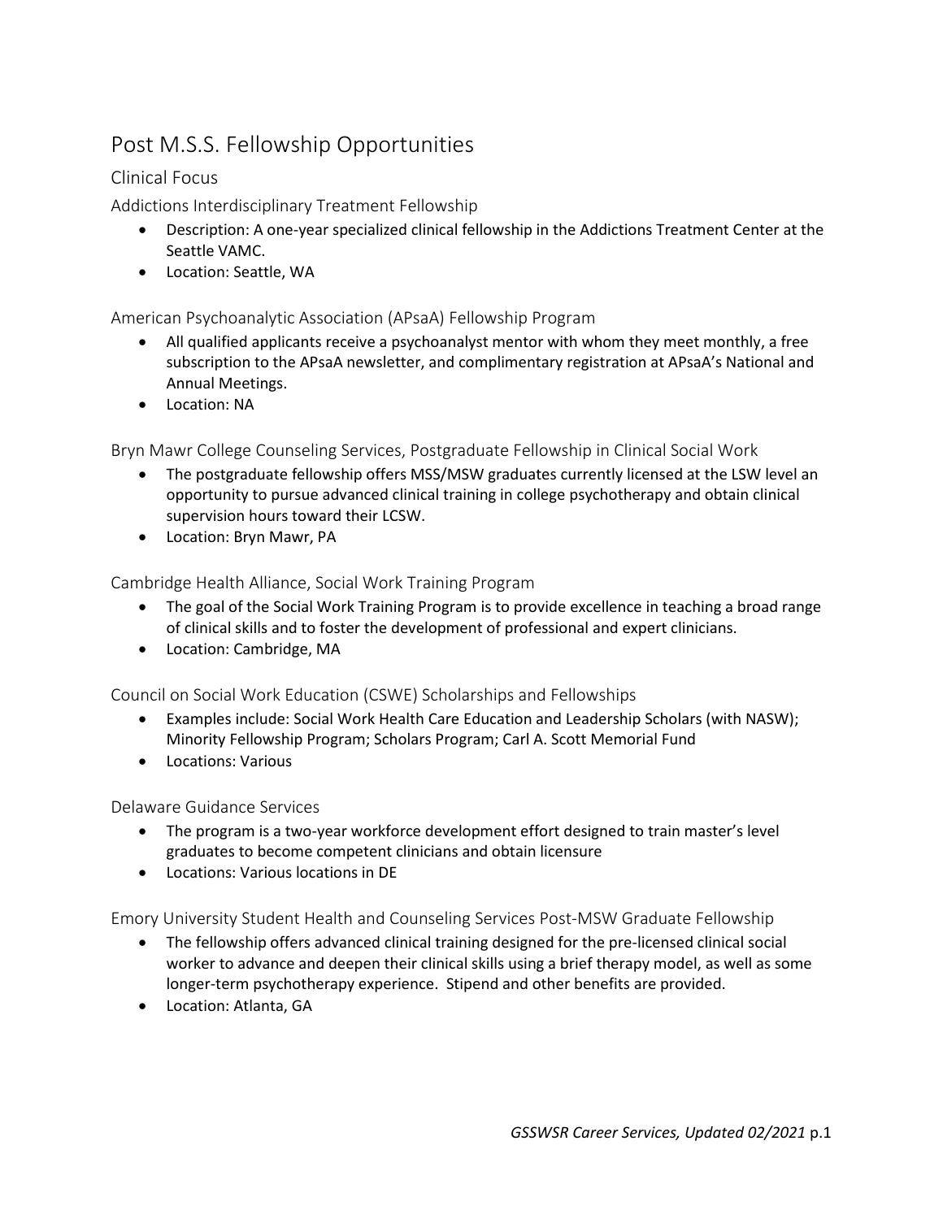# Post M.S.S. Fellowship Opportunities

## Clinical Focus

### Addictions Interdisciplinary Treatment Fellowship

- Description: A one-year specialized clinical fellowship in the Addictions Treatment Center at the Seattle VAMC.
- Location: Seattle, WA

### American Psychoanalytic Association (APsaA) Fellowship Program

- All qualified applicants receive a psychoanalyst mentor with whom they meet monthly, a free subscription to the APsaA newsletter, and complimentary registration at APsaA's National and Annual Meetings.
- Location: NA

### Bryn Mawr College Counseling Services, Postgraduate Fellowship in Clinical Social Work

- The postgraduate fellowship offers MSS/MSW graduates currently licensed at the LSW level an opportunity to pursue advanced clinical training in college psychotherapy and obtain clinical supervision hours toward their LCSW.
- Location: Bryn Mawr, PA

### Cambridge Health Alliance, Social Work Training Program

- The goal of the Social Work Training Program is to provide excellence in teaching a broad range of clinical skills and to foster the development of professional and expert clinicians.
- Location: Cambridge, MA

### Council on Social Work Education (CSWE) Scholarships and Fellowships

- Examples include: Social Work Health Care Education and Leadership Scholars (with NASW); Minority Fellowship Program; Scholars Program; Carl A. Scott Memorial Fund
- Locations: Various

### Delaware Guidance Services

- The program is a two-year workforce development effort designed to train master's level graduates to become competent clinicians and obtain licensure
- Locations: Various locations in DE

### Emory University Student Health and Counseling Services Post-MSW Graduate Fellowship

- The fellowship offers advanced clinical training designed for the pre-licensed clinical social worker to advance and deepen their clinical skills using a brief therapy model, as well as some longer-term psychotherapy experience. Stipend and other benefits are provided.
- Location: Atlanta, GA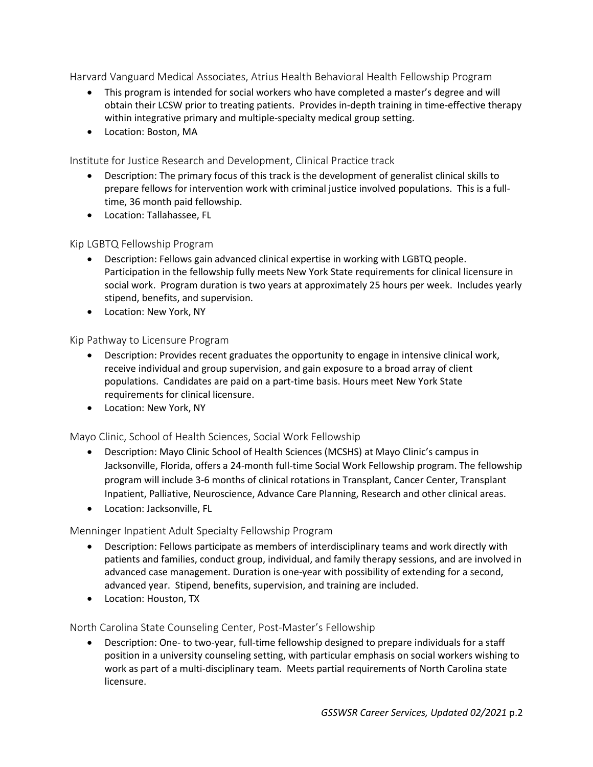### Harvard Vanguard Medical Associates, Atrius Health Behavioral Health Fellowship Program

- This program is intended for social workers who have completed a master's degree and will obtain their LCSW prior to treating patients. Provides in-depth training in time-effective therapy within integrative primary and multiple-specialty medical group setting.
- Location: Boston, MA

### Institute for Justice Research and Development, Clinical Practice track

- Description: The primary focus of this track is the development of generalist clinical skills to prepare fellows for intervention work with criminal justice involved populations. This is a full-time, 36 month paid fellowship.
- Location: Tallahassee, FL

### Kip LGBTQ Fellowship Program

- Description: Fellows gain advanced clinical expertise in working with LGBTQ people. Participation in the fellowship fully meets New York State requirements for clinical licensure in social work. Program duration is two years at approximately 25 hours per week. Includes yearly stipend, benefits, and supervision.
- Location: New York, NY

### Kip Pathway to Licensure Program

- Description: Provides recent graduates the opportunity to engage in intensive clinical work, receive individual and group supervision, and gain exposure to a broad array of client populations. Candidates are paid on a part-time basis. Hours meet New York State requirements for clinical licensure.
- Location: New York, NY

### Mayo Clinic, School of Health Sciences, Social Work Fellowship

- Description: Mayo Clinic School of Health Sciences (MCSHS) at Mayo Clinic's campus in Jacksonville, Florida, offers a 24-month full-time Social Work Fellowship program. The fellowship program will include 3-6 months of clinical rotations in Transplant, Cancer Center, Transplant Inpatient, Palliative, Neuroscience, Advance Care Planning, Research and other clinical areas.
- Location: Jacksonville, FL

### Menninger Inpatient Adult Specialty Fellowship Program

- Description: Fellows participate as members of interdisciplinary teams and work directly with patients and families, conduct group, individual, and family therapy sessions, and are involved in advanced case management. Duration is one-year with possibility of extending for a second, advanced year. Stipend, benefits, supervision, and training are included.
- Location: Houston, TX

### North Carolina State Counseling Center, Post-Master's Fellowship

- Description: One- to two-year, full-time fellowship designed to prepare individuals for a staff position in a university counseling setting, with particular emphasis on social workers wishing to work as part of a multi-disciplinary team. Meets partial requirements of North Carolina state licensure.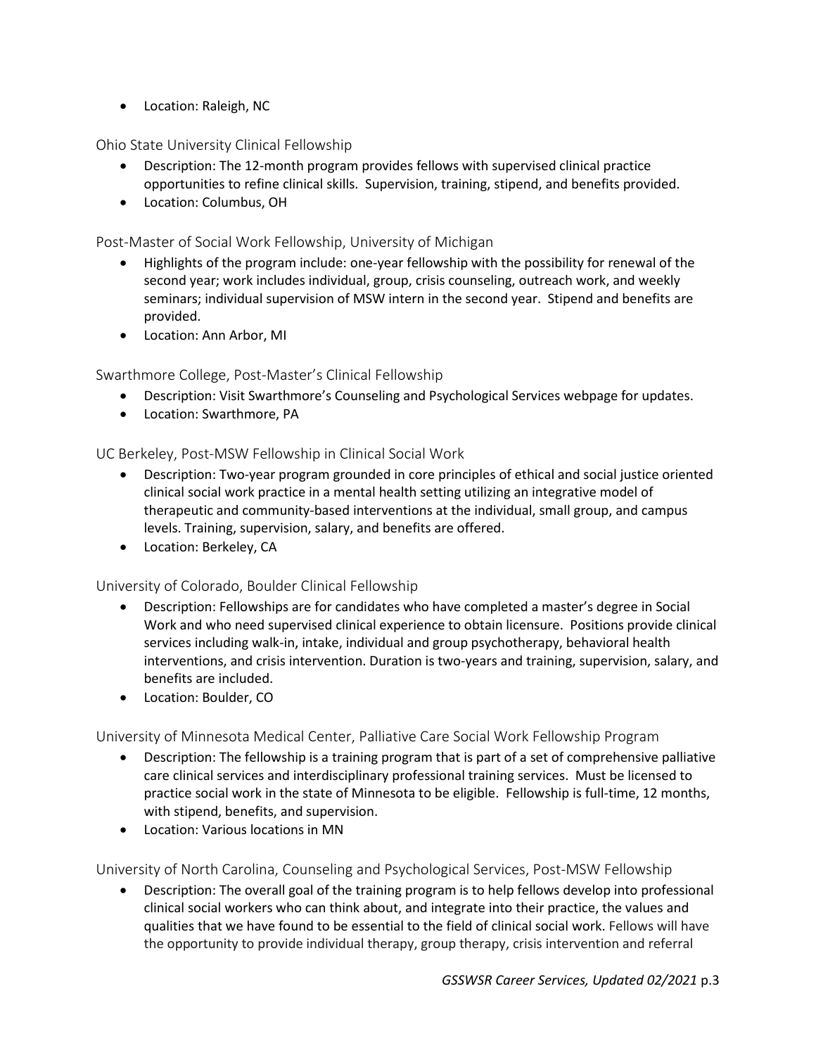- Location: Raleigh, NC

### Ohio State University Clinical Fellowship

- Description: The 12-month program provides fellows with supervised clinical practice opportunities to refine clinical skills. Supervision, training, stipend, and benefits provided.
- Location: Columbus, OH

### Post-Master of Social Work Fellowship, University of Michigan

- Highlights of the program include: one-year fellowship with the possibility for renewal of the second year; work includes individual, group, crisis counseling, outreach work, and weekly seminars; individual supervision of MSW intern in the second year. Stipend and benefits are provided.
- Location: Ann Arbor, MI

### Swarthmore College, Post-Master's Clinical Fellowship

- Description: Visit Swarthmore's Counseling and Psychological Services webpage for updates.
- Location: Swarthmore, PA

### UC Berkeley, Post-MSW Fellowship in Clinical Social Work

- Description: Two-year program grounded in core principles of ethical and social justice oriented clinical social work practice in a mental health setting utilizing an integrative model of therapeutic and community-based interventions at the individual, small group, and campus levels. Training, supervision, salary, and benefits are offered.
- Location: Berkeley, CA

### University of Colorado, Boulder Clinical Fellowship

- Description: Fellowships are for candidates who have completed a master's degree in Social Work and who need supervised clinical experience to obtain licensure. Positions provide clinical services including walk-in, intake, individual and group psychotherapy, behavioral health interventions, and crisis intervention. Duration is two-years and training, supervision, salary, and benefits are included.
- Location: Boulder, CO

### University of Minnesota Medical Center, Palliative Care Social Work Fellowship Program

- Description: The fellowship is a training program that is part of a set of comprehensive palliative care clinical services and interdisciplinary professional training services. Must be licensed to practice social work in the state of Minnesota to be eligible. Fellowship is full-time, 12 months, with stipend, benefits, and supervision.
- Location: Various locations in MN

### University of North Carolina, Counseling and Psychological Services, Post-MSW Fellowship

- Description: The overall goal of the training program is to help fellows develop into professional clinical social workers who can think about, and integrate into their practice, the values and qualities that we have found to be essential to the field of clinical social work. Fellows will have the opportunity to provide individual therapy, group therapy, crisis intervention and referral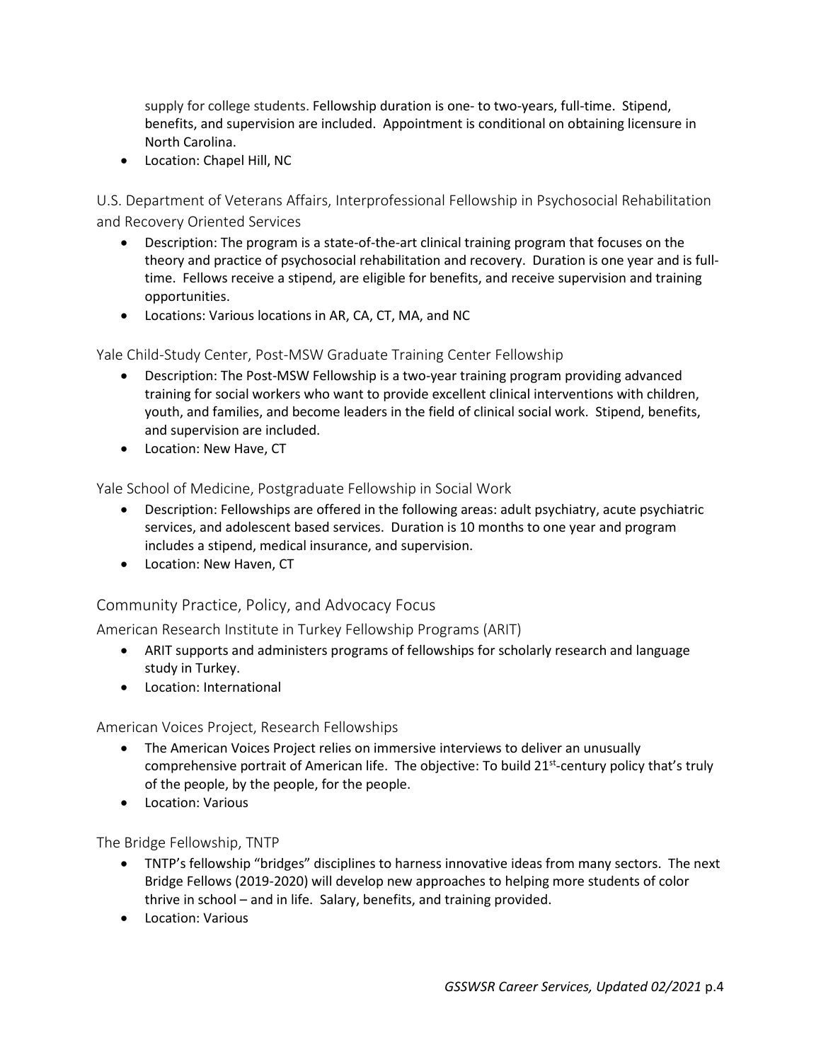supply for college students. Fellowship duration is one- to two-years, full-time. Stipend, benefits, and supervision are included. Appointment is conditional on obtaining licensure in North Carolina.

- Location: Chapel Hill, NC

### U.S. Department of Veterans Affairs, Interprofessional Fellowship in Psychosocial Rehabilitation and Recovery Oriented Services

- Description: The program is a state-of-the-art clinical training program that focuses on the theory and practice of psychosocial rehabilitation and recovery. Duration is one year and is full-time. Fellows receive a stipend, are eligible for benefits, and receive supervision and training opportunities.
- Locations: Various locations in AR, CA, CT, MA, and NC

### Yale Child-Study Center, Post-MSW Graduate Training Center Fellowship

- Description: The Post-MSW Fellowship is a two-year training program providing advanced training for social workers who want to provide excellent clinical interventions with children, youth, and families, and become leaders in the field of clinical social work. Stipend, benefits, and supervision are included.
- Location: New Have, CT

### Yale School of Medicine, Postgraduate Fellowship in Social Work

- Description: Fellowships are offered in the following areas: adult psychiatry, acute psychiatric services, and adolescent based services. Duration is 10 months to one year and program includes a stipend, medical insurance, and supervision.
- Location: New Haven, CT

## Community Practice, Policy, and Advocacy Focus

### American Research Institute in Turkey Fellowship Programs (ARIT)

- ARIT supports and administers programs of fellowships for scholarly research and language study in Turkey.
- Location: International

### American Voices Project, Research Fellowships

- The American Voices Project relies on immersive interviews to deliver an unusually comprehensive portrait of American life. The objective: To build 21st-century policy that's truly of the people, by the people, for the people.
- Location: Various

### The Bridge Fellowship, TNTP

- TNTP's fellowship "bridges" disciplines to harness innovative ideas from many sectors. The next Bridge Fellows (2019-2020) will develop new approaches to helping more students of color thrive in school – and in life. Salary, benefits, and training provided.
- Location: Various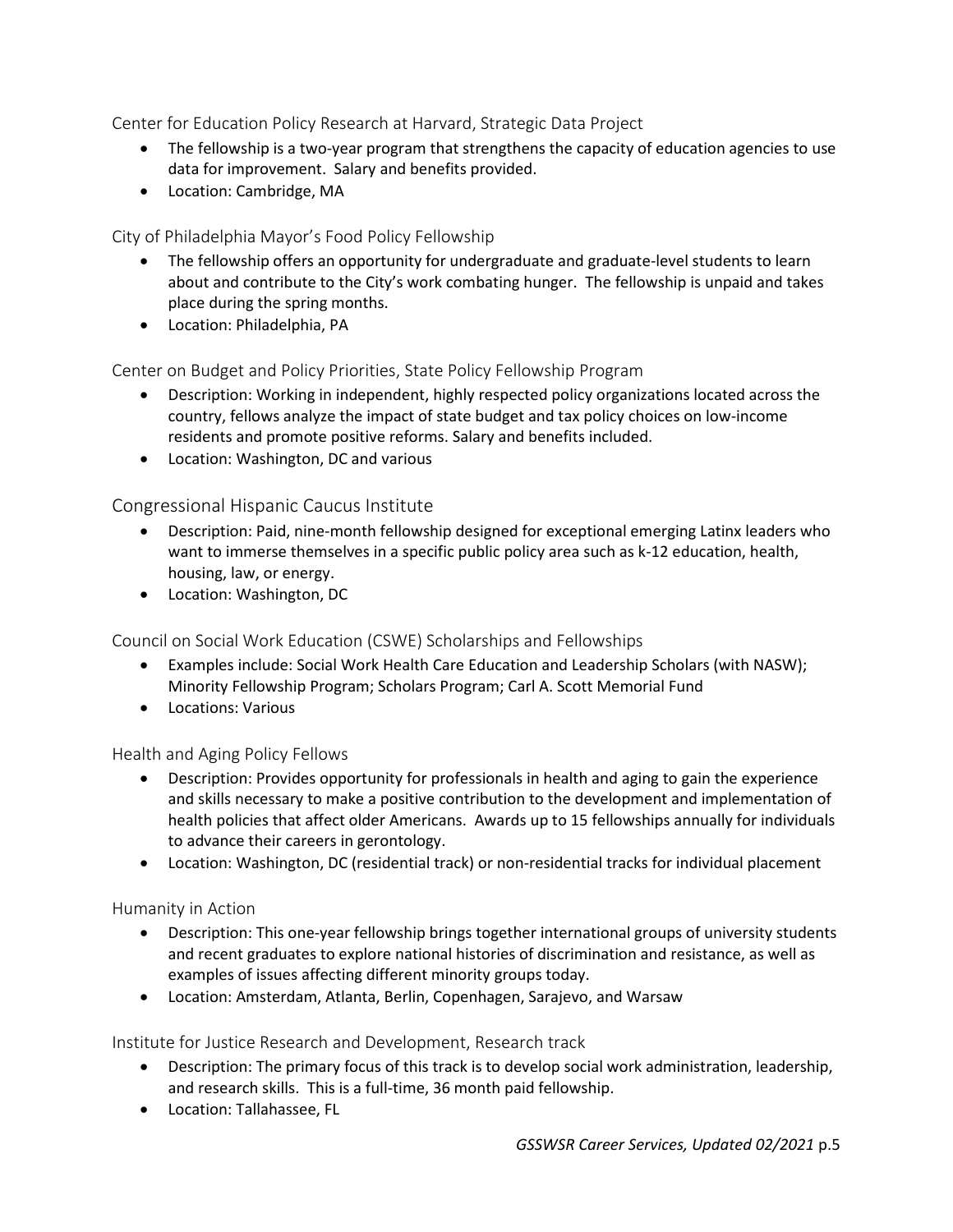### Center for Education Policy Research at Harvard, Strategic Data Project

- The fellowship is a two-year program that strengthens the capacity of education agencies to use data for improvement. Salary and benefits provided.
- Location: Cambridge, MA

### City of Philadelphia Mayor's Food Policy Fellowship

- The fellowship offers an opportunity for undergraduate and graduate-level students to learn about and contribute to the City's work combating hunger. The fellowship is unpaid and takes place during the spring months.
- Location: Philadelphia, PA

### Center on Budget and Policy Priorities, State Policy Fellowship Program

- Description: Working in independent, highly respected policy organizations located across the country, fellows analyze the impact of state budget and tax policy choices on low-income residents and promote positive reforms. Salary and benefits included.
- Location: Washington, DC and various

### Congressional Hispanic Caucus Institute

- Description: Paid, nine-month fellowship designed for exceptional emerging Latinx leaders who want to immerse themselves in a specific public policy area such as k-12 education, health, housing, law, or energy.
- Location: Washington, DC

### Council on Social Work Education (CSWE) Scholarships and Fellowships

- Examples include: Social Work Health Care Education and Leadership Scholars (with NASW); Minority Fellowship Program; Scholars Program; Carl A. Scott Memorial Fund
- Locations: Various

### Health and Aging Policy Fellows

- Description: Provides opportunity for professionals in health and aging to gain the experience and skills necessary to make a positive contribution to the development and implementation of health policies that affect older Americans. Awards up to 15 fellowships annually for individuals to advance their careers in gerontology.
- Location: Washington, DC (residential track) or non-residential tracks for individual placement

### Humanity in Action

- Description: This one-year fellowship brings together international groups of university students and recent graduates to explore national histories of discrimination and resistance, as well as examples of issues affecting different minority groups today.
- Location: Amsterdam, Atlanta, Berlin, Copenhagen, Sarajevo, and Warsaw

### Institute for Justice Research and Development, Research track

- Description: The primary focus of this track is to develop social work administration, leadership, and research skills. This is a full-time, 36 month paid fellowship.
- Location: Tallahassee, FL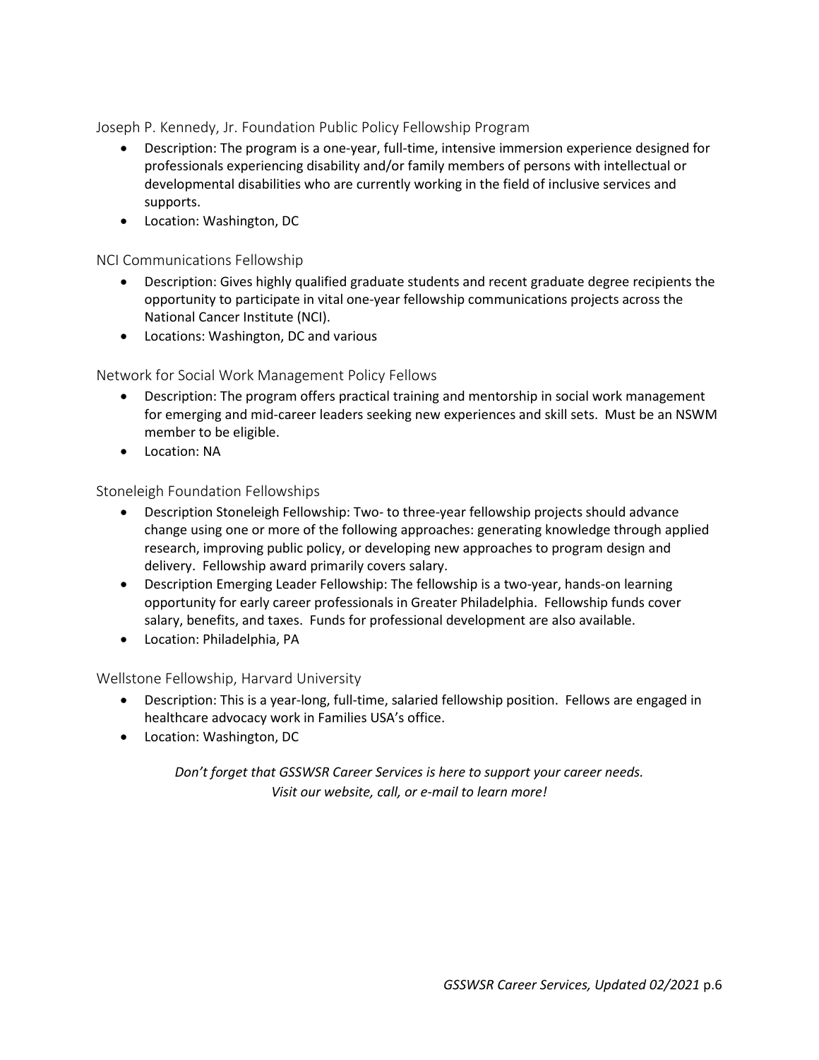### Joseph P. Kennedy, Jr. Foundation Public Policy Fellowship Program

- Description: The program is a one-year, full-time, intensive immersion experience designed for professionals experiencing disability and/or family members of persons with intellectual or developmental disabilities who are currently working in the field of inclusive services and supports.
- Location: Washington, DC

### NCI Communications Fellowship

- Description: Gives highly qualified graduate students and recent graduate degree recipients the opportunity to participate in vital one-year fellowship communications projects across the National Cancer Institute (NCI).
- Locations: Washington, DC and various

### Network for Social Work Management Policy Fellows

- Description: The program offers practical training and mentorship in social work management for emerging and mid-career leaders seeking new experiences and skill sets. Must be an NSWM member to be eligible.
- Location: NA

### Stoneleigh Foundation Fellowships

- Description Stoneleigh Fellowship: Two- to three-year fellowship projects should advance change using one or more of the following approaches: generating knowledge through applied research, improving public policy, or developing new approaches to program design and delivery. Fellowship award primarily covers salary.
- Description Emerging Leader Fellowship: The fellowship is a two-year, hands-on learning opportunity for early career professionals in Greater Philadelphia. Fellowship funds cover salary, benefits, and taxes. Funds for professional development are also available.
- Location: Philadelphia, PA

### Wellstone Fellowship, Harvard University

- Description: This is a year-long, full-time, salaried fellowship position. Fellows are engaged in healthcare advocacy work in Families USA's office.
- Location: Washington, DC

*Don't forget that GSSWSR Career Services is here to support your career needs.*
*Visit our website, call, or e-mail to learn more!*